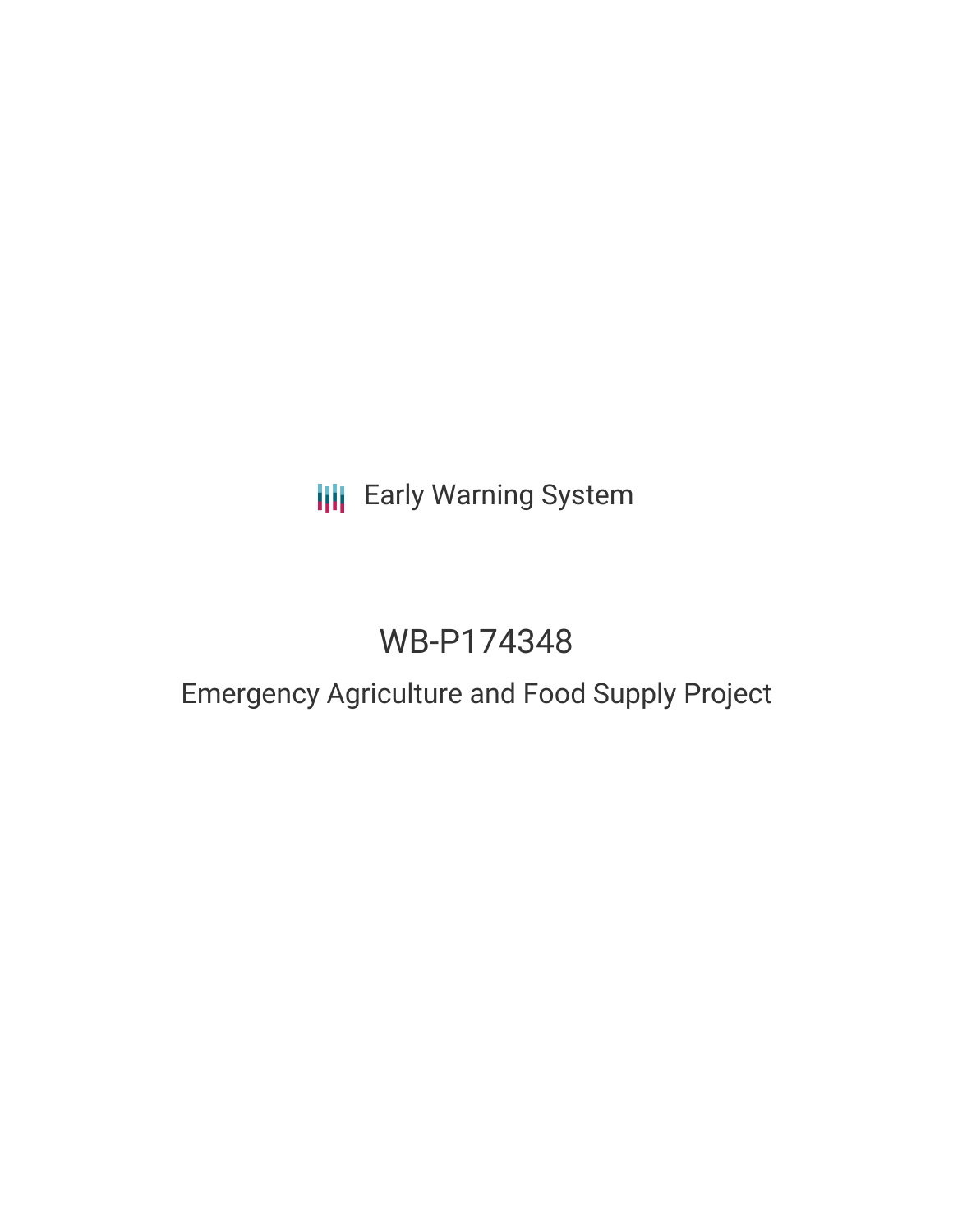Early Warning System

# WB-P174348

## Emergency Agriculture and Food Supply Project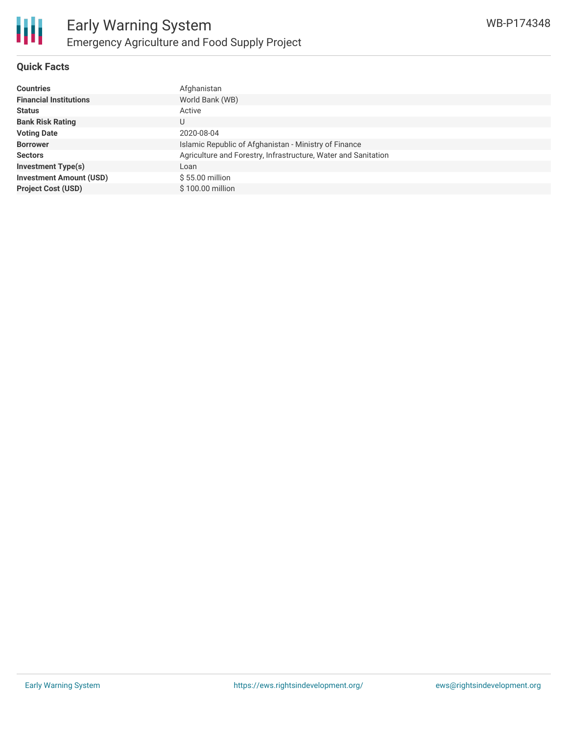## Quick Facts

| | |
|---|---|
| **Countries** | Afghanistan |
| **Financial Institutions** | World Bank (WB) |
| **Status** | Active |
| **Bank Risk Rating** | U |
| **Voting Date** | 2020-08-04 |
| **Borrower** | Islamic Republic of Afghanistan - Ministry of Finance |
| **Sectors** | Agriculture and Forestry, Infrastructure, Water and Sanitation |
| **Investment Type(s)** | Loan |
| **Investment Amount (USD)** | $ 55.00 million |
| **Project Cost (USD)** | $ 100.00 million |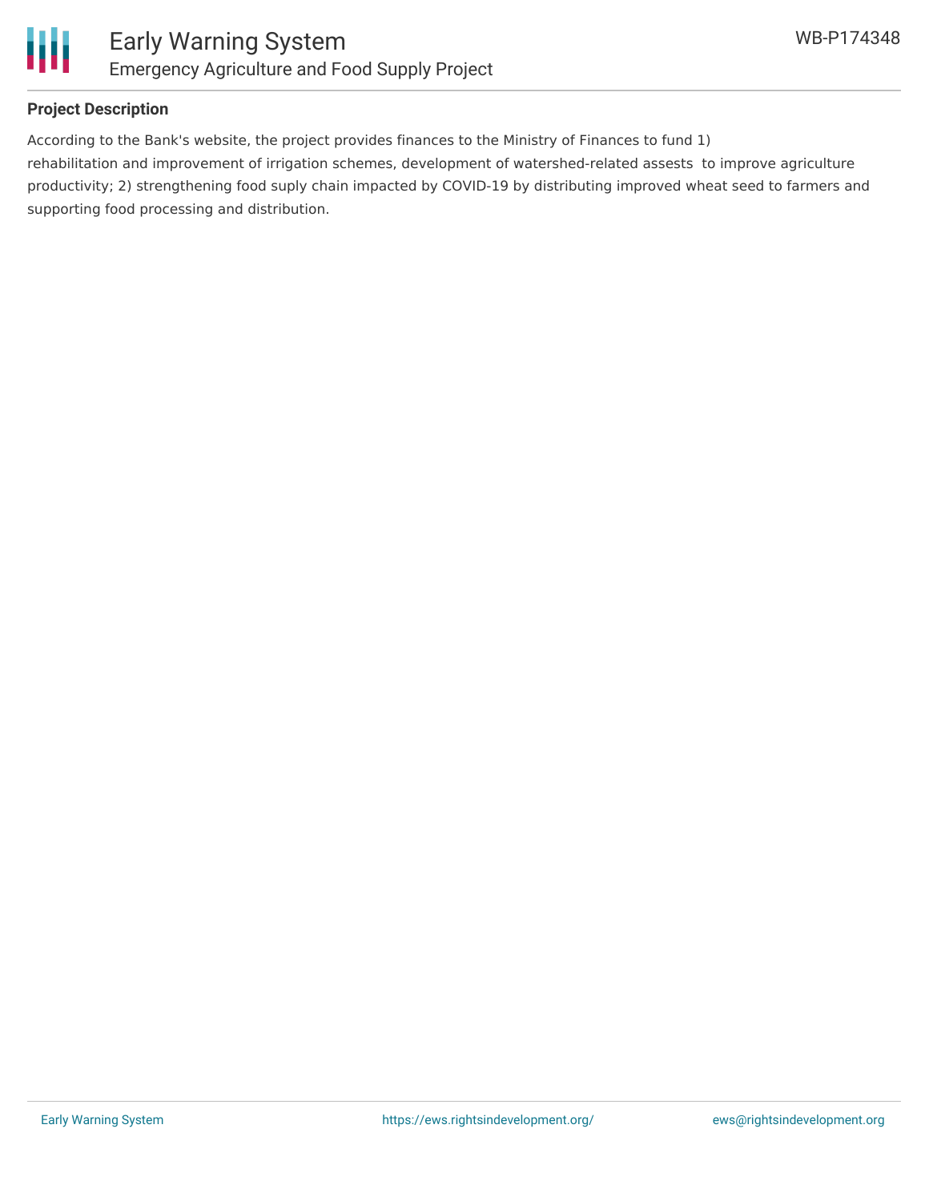**Project Description**

According to the Bank's website, the project provides finances to the Ministry of Finances to fund 1) rehabilitation and improvement of irrigation schemes, development of watershed-related assests to improve agriculture productivity; 2) strengthening food suply chain impacted by COVID-19 by distributing improved wheat seed to farmers and supporting food processing and distribution.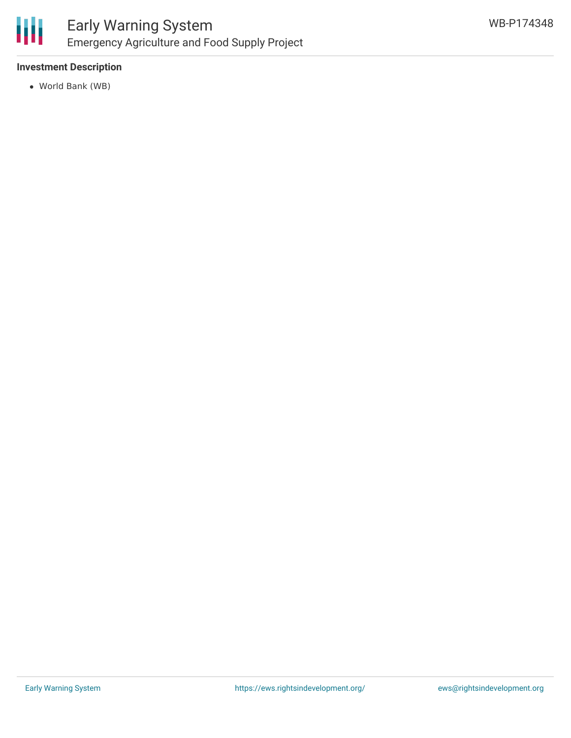**Investment Description**

- World Bank (WB)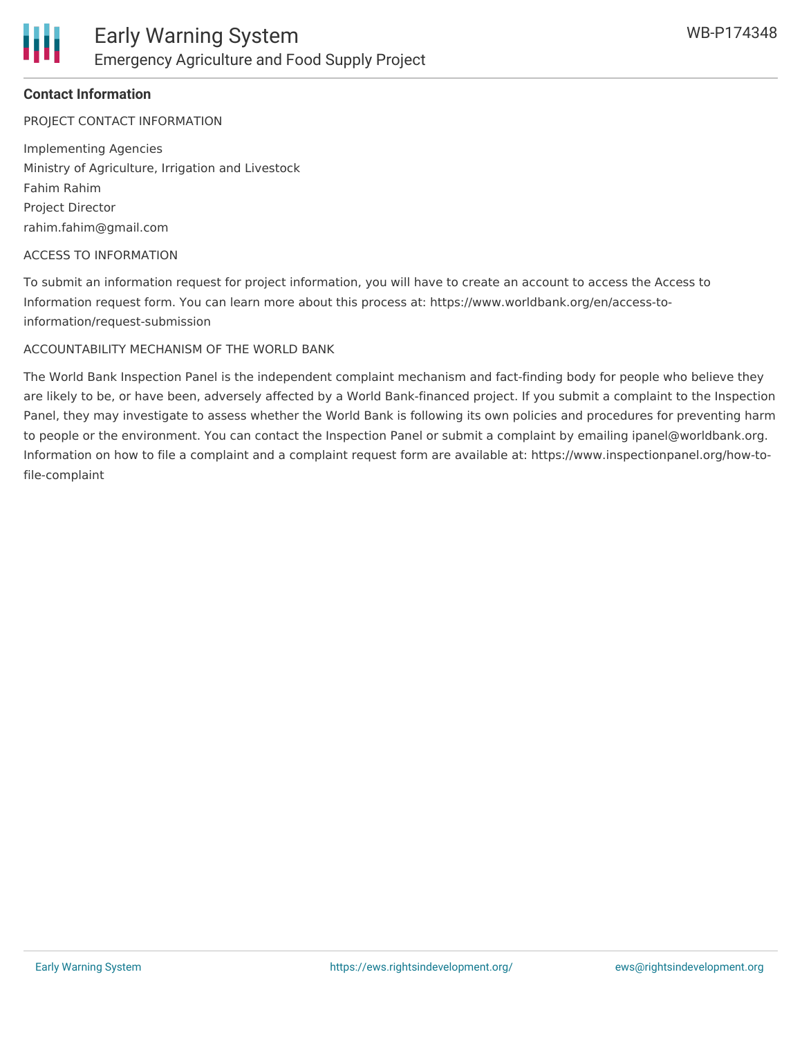## Contact Information

PROJECT CONTACT INFORMATION

Implementing Agencies
Ministry of Agriculture, Irrigation and Livestock
Fahim Rahim
Project Director
rahim.fahim@gmail.com

ACCESS TO INFORMATION

To submit an information request for project information, you will have to create an account to access the Access to Information request form. You can learn more about this process at: https://www.worldbank.org/en/access-to-information/request-submission

ACCOUNTABILITY MECHANISM OF THE WORLD BANK

The World Bank Inspection Panel is the independent complaint mechanism and fact-finding body for people who believe they are likely to be, or have been, adversely affected by a World Bank-financed project. If you submit a complaint to the Inspection Panel, they may investigate to assess whether the World Bank is following its own policies and procedures for preventing harm to people or the environment. You can contact the Inspection Panel or submit a complaint by emailing ipanel@worldbank.org. Information on how to file a complaint and a complaint request form are available at: https://www.inspectionpanel.org/how-to-file-complaint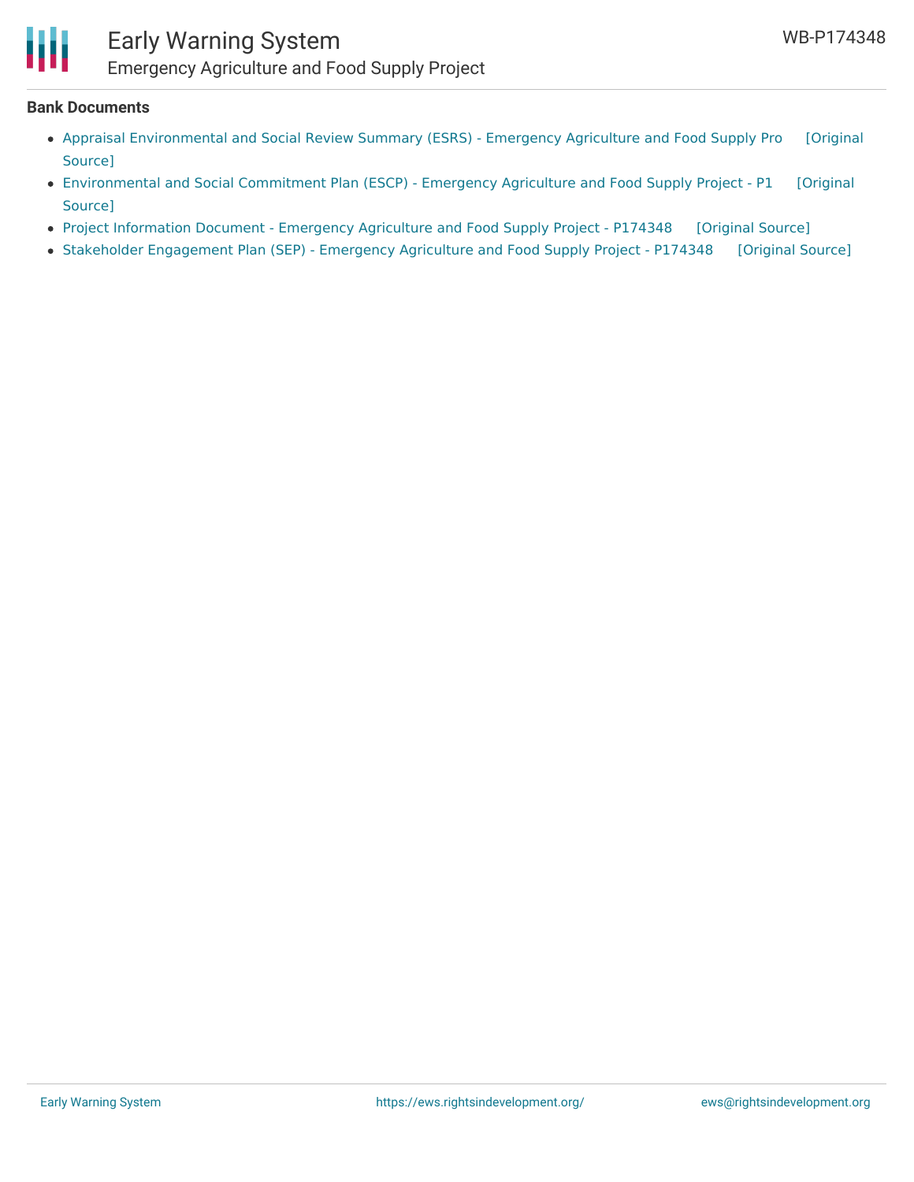## Bank Documents

- Appraisal Environmental and Social Review Summary (ESRS) - Emergency Agriculture and Food Supply Pro [Original Source]
- Environmental and Social Commitment Plan (ESCP) - Emergency Agriculture and Food Supply Project - P1 [Original Source]
- Project Information Document - Emergency Agriculture and Food Supply Project - P174348 [Original Source]
- Stakeholder Engagement Plan (SEP) - Emergency Agriculture and Food Supply Project - P174348 [Original Source]